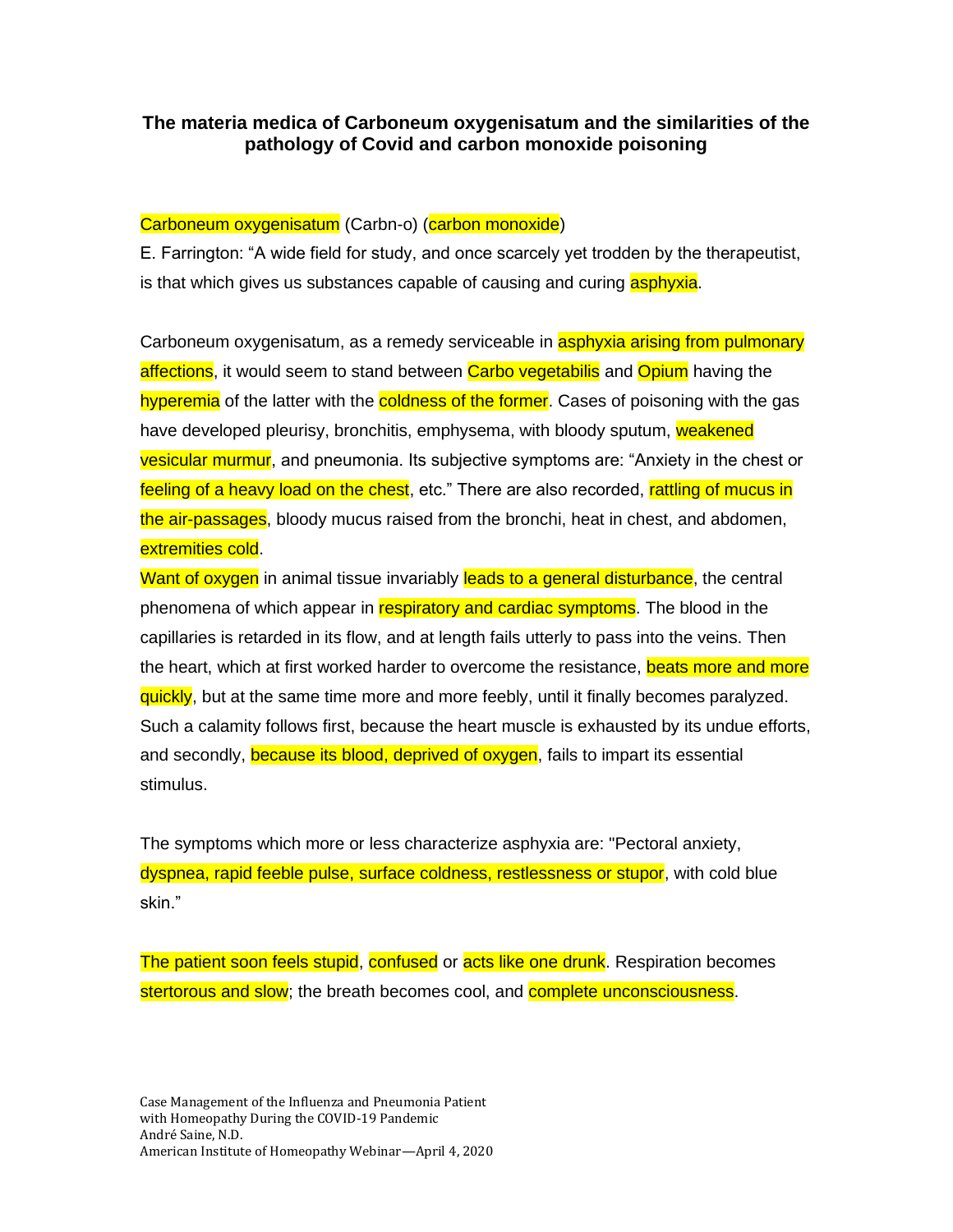# The materia medica of Carboneum oxygenisatum and the similarities of the pathology of Covid and carbon monoxide poisoning

Carboneum oxygenisatum (Carbn-o) (carbon monoxide)

E. Farrington: "A wide field for study, and once scarcely yet trodden by the therapeutist, is that which gives us substances capable of causing and curing asphyxia.

Carboneum oxygenisatum, as a remedy serviceable in asphyxia arising from pulmonary affections, it would seem to stand between Carbo vegetabilis and Opium having the hyperemia of the latter with the coldness of the former. Cases of poisoning with the gas have developed pleurisy, bronchitis, emphysema, with bloody sputum, weakened vesicular murmur, and pneumonia. Its subjective symptoms are: "Anxiety in the chest or feeling of a heavy load on the chest, etc." There are also recorded, rattling of mucus in the air-passages, bloody mucus raised from the bronchi, heat in chest, and abdomen, extremities cold.

Want of oxygen in animal tissue invariably leads to a general disturbance, the central phenomena of which appear in respiratory and cardiac symptoms. The blood in the capillaries is retarded in its flow, and at length fails utterly to pass into the veins. Then the heart, which at first worked harder to overcome the resistance, beats more and more quickly, but at the same time more and more feebly, until it finally becomes paralyzed. Such a calamity follows first, because the heart muscle is exhausted by its undue efforts, and secondly, because its blood, deprived of oxygen, fails to impart its essential stimulus.

The symptoms which more or less characterize asphyxia are: "Pectoral anxiety, dyspnea, rapid feeble pulse, surface coldness, restlessness or stupor, with cold blue skin."

The patient soon feels stupid, confused or acts like one drunk. Respiration becomes stertorous and slow; the breath becomes cool, and complete unconsciousness.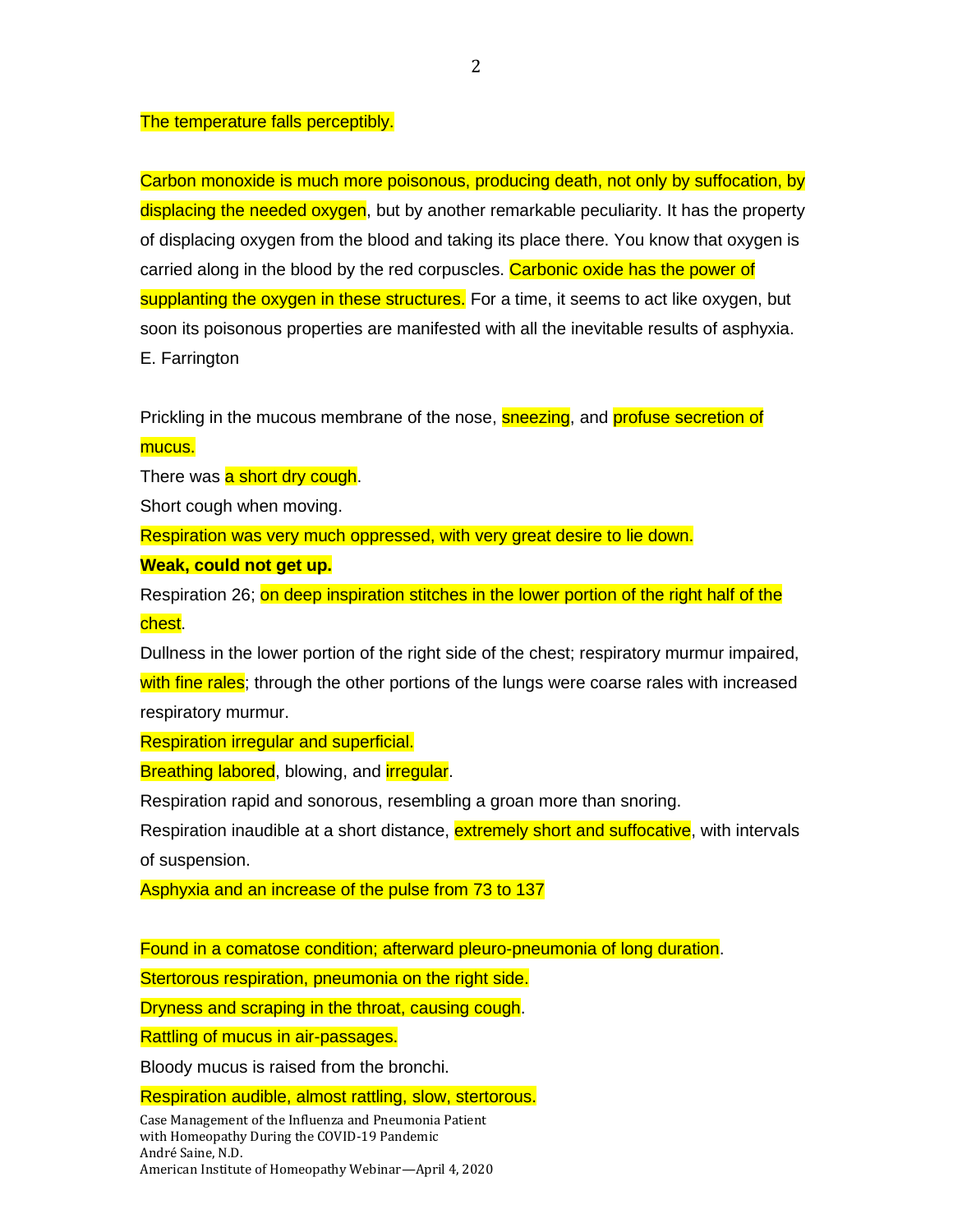The temperature falls perceptibly.

Carbon monoxide is much more poisonous, producing death, not only by suffocation, by displacing the needed oxygen, but by another remarkable peculiarity. It has the property of displacing oxygen from the blood and taking its place there. You know that oxygen is carried along in the blood by the red corpuscles. Carbonic oxide has the power of supplanting the oxygen in these structures. For a time, it seems to act like oxygen, but soon its poisonous properties are manifested with all the inevitable results of asphyxia. E. Farrington

Prickling in the mucous membrane of the nose, sneezing, and profuse secretion of mucus.

There was a short dry cough.

Short cough when moving.

Respiration was very much oppressed, with very great desire to lie down.

**Weak, could not get up.**

Respiration 26; on deep inspiration stitches in the lower portion of the right half of the chest.

Dullness in the lower portion of the right side of the chest; respiratory murmur impaired, with fine rales; through the other portions of the lungs were coarse rales with increased respiratory murmur.

Respiration irregular and superficial.

Breathing labored, blowing, and irregular.

Respiration rapid and sonorous, resembling a groan more than snoring.

Respiration inaudible at a short distance, extremely short and suffocative, with intervals of suspension.

Asphyxia and an increase of the pulse from 73 to 137

Found in a comatose condition; afterward pleuro-pneumonia of long duration.

Stertorous respiration, pneumonia on the right side.

Dryness and scraping in the throat, causing cough.

Rattling of mucus in air-passages.

Bloody mucus is raised from the bronchi.

Respiration audible, almost rattling, slow, stertorous.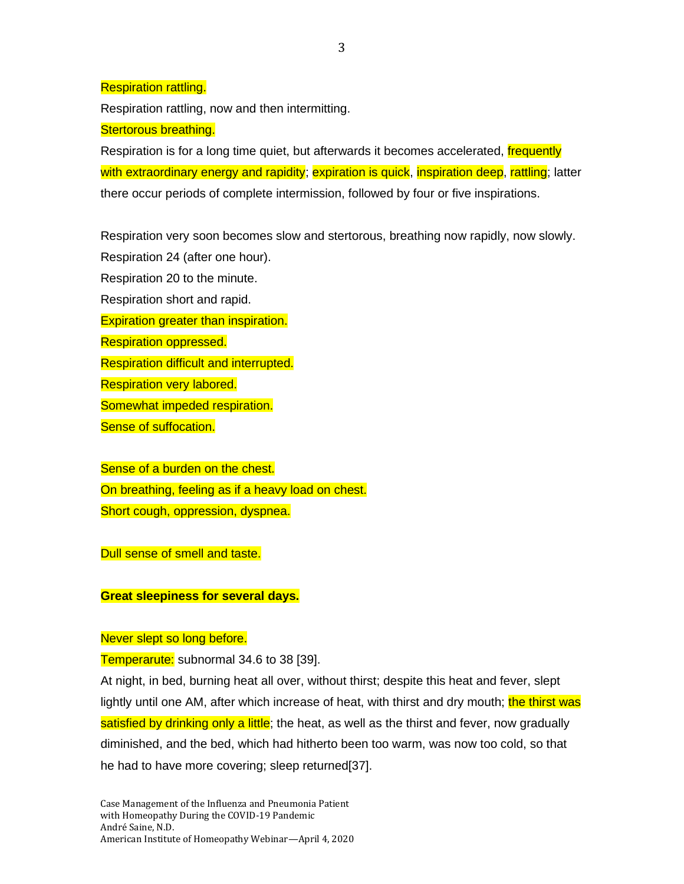Respiration rattling.

Respiration rattling, now and then intermitting.

Stertorous breathing.

Respiration is for a long time quiet, but afterwards it becomes accelerated, frequently with extraordinary energy and rapidity; expiration is quick, inspiration deep, rattling; latter there occur periods of complete intermission, followed by four or five inspirations.

Respiration very soon becomes slow and stertorous, breathing now rapidly, now slowly.

Respiration 24 (after one hour).

Respiration 20 to the minute.

Respiration short and rapid.

Expiration greater than inspiration.

Respiration oppressed.

Respiration difficult and interrupted.

Respiration very labored.

Somewhat impeded respiration.

Sense of suffocation.

Sense of a burden on the chest.

On breathing, feeling as if a heavy load on chest.

Short cough, oppression, dyspnea.

Dull sense of smell and taste.

**Great sleepiness for several days.**

Never slept so long before.

Temperarute: subnormal 34.6 to 38 [39].

At night, in bed, burning heat all over, without thirst; despite this heat and fever, slept lightly until one AM, after which increase of heat, with thirst and dry mouth; the thirst was satisfied by drinking only a little; the heat, as well as the thirst and fever, now gradually diminished, and the bed, which had hitherto been too warm, was now too cold, so that he had to have more covering; sleep returned[37].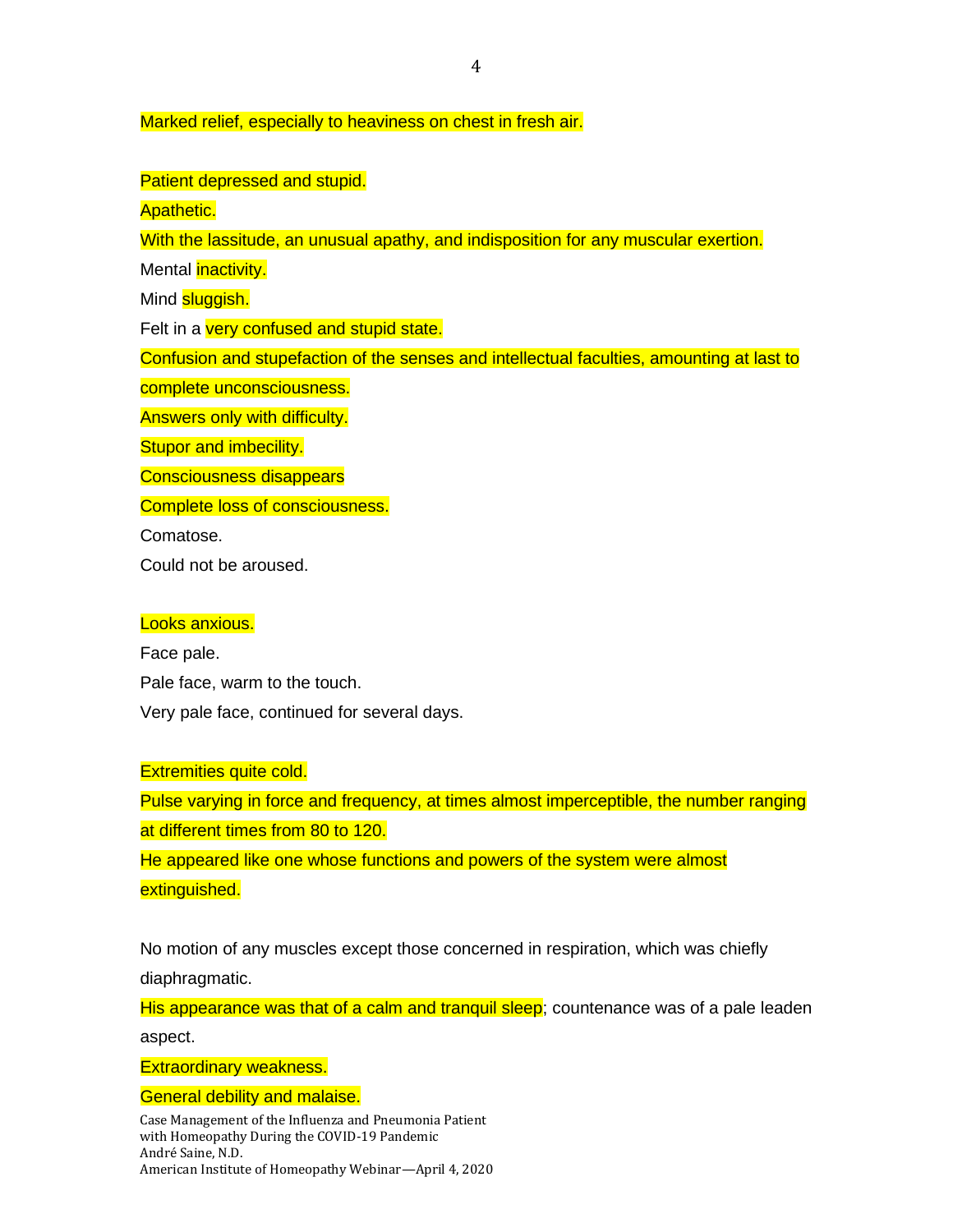Marked relief, especially to heaviness on chest in fresh air.

Patient depressed and stupid.

Apathetic.

With the lassitude, an unusual apathy, and indisposition for any muscular exertion.

Mental inactivity.

Mind sluggish.

Felt in a very confused and stupid state.

Confusion and stupefaction of the senses and intellectual faculties, amounting at last to complete unconsciousness.

Answers only with difficulty.

Stupor and imbecility.

Consciousness disappears

Complete loss of consciousness.

Comatose.

Could not be aroused.

Looks anxious.

Face pale.

Pale face, warm to the touch.

Very pale face, continued for several days.

Extremities quite cold.

Pulse varying in force and frequency, at times almost imperceptible, the number ranging at different times from 80 to 120.

He appeared like one whose functions and powers of the system were almost extinguished.

No motion of any muscles except those concerned in respiration, which was chiefly diaphragmatic.

His appearance was that of a calm and tranquil sleep; countenance was of a pale leaden aspect.

Extraordinary weakness.

General debility and malaise.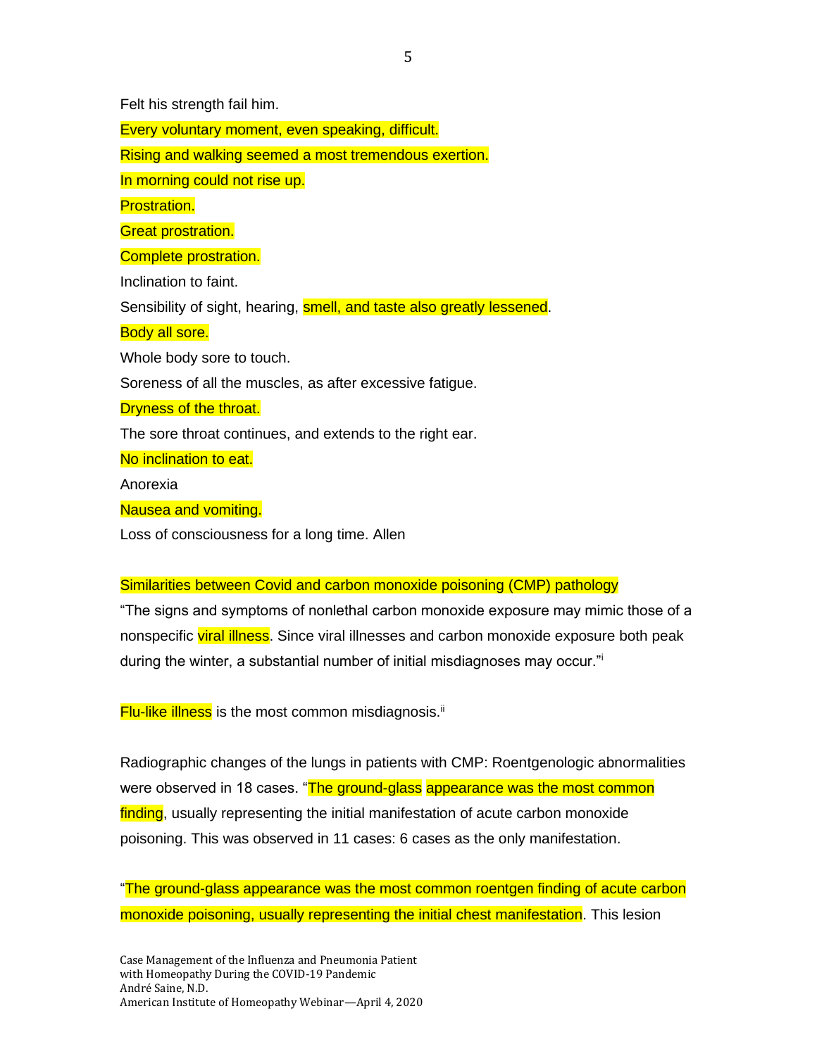Felt his strength fail him.

Every voluntary moment, even speaking, difficult.

Rising and walking seemed a most tremendous exertion.

In morning could not rise up.

Prostration.

Great prostration.

Complete prostration.

Inclination to faint.

Sensibility of sight, hearing, smell, and taste also greatly lessened.

Body all sore.

Whole body sore to touch.

Soreness of all the muscles, as after excessive fatigue.

Dryness of the throat.

The sore throat continues, and extends to the right ear.

No inclination to eat.

Anorexia

Nausea and vomiting.

Loss of consciousness for a long time. Allen

Similarities between Covid and carbon monoxide poisoning (CMP) pathology

"The signs and symptoms of nonlethal carbon monoxide exposure may mimic those of a nonspecific viral illness. Since viral illnesses and carbon monoxide exposure both peak during the winter, a substantial number of initial misdiagnoses may occur."[i]

Flu-like illness is the most common misdiagnosis.[ii]

Radiographic changes of the lungs in patients with CMP: Roentgenologic abnormalities were observed in 18 cases. "The ground-glass appearance was the most common finding, usually representing the initial manifestation of acute carbon monoxide poisoning. This was observed in 11 cases: 6 cases as the only manifestation.

"The ground-glass appearance was the most common roentgen finding of acute carbon monoxide poisoning, usually representing the initial chest manifestation. This lesion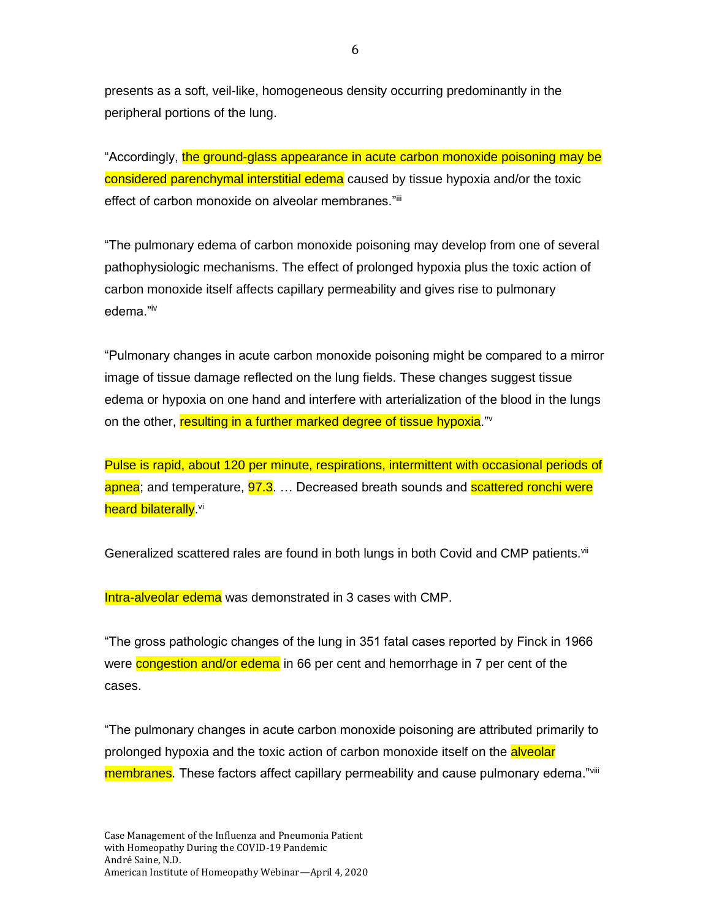presents as a soft, veil-like, homogeneous density occurring predominantly in the peripheral portions of the lung.

"Accordingly, the ground-glass appearance in acute carbon monoxide poisoning may be considered parenchymal interstitial edema caused by tissue hypoxia and/or the toxic effect of carbon monoxide on alveolar membranes."[iii]

"The pulmonary edema of carbon monoxide poisoning may develop from one of several pathophysiologic mechanisms. The effect of prolonged hypoxia plus the toxic action of carbon monoxide itself affects capillary permeability and gives rise to pulmonary edema."[iv]

"Pulmonary changes in acute carbon monoxide poisoning might be compared to a mirror image of tissue damage reflected on the lung fields. These changes suggest tissue edema or hypoxia on one hand and interfere with arterialization of the blood in the lungs on the other, resulting in a further marked degree of tissue hypoxia."[v]

Pulse is rapid, about 120 per minute, respirations, intermittent with occasional periods of apnea; and temperature, 97.3. … Decreased breath sounds and scattered ronchi were heard bilaterally.[vi]

Generalized scattered rales are found in both lungs in both Covid and CMP patients.[vii]

Intra-alveolar edema was demonstrated in 3 cases with CMP.

"The gross pathologic changes of the lung in 351 fatal cases reported by Finck in 1966 were congestion and/or edema in 66 per cent and hemorrhage in 7 per cent of the cases.

"The pulmonary changes in acute carbon monoxide poisoning are attributed primarily to prolonged hypoxia and the toxic action of carbon monoxide itself on the alveolar membranes. These factors affect capillary permeability and cause pulmonary edema."[viii]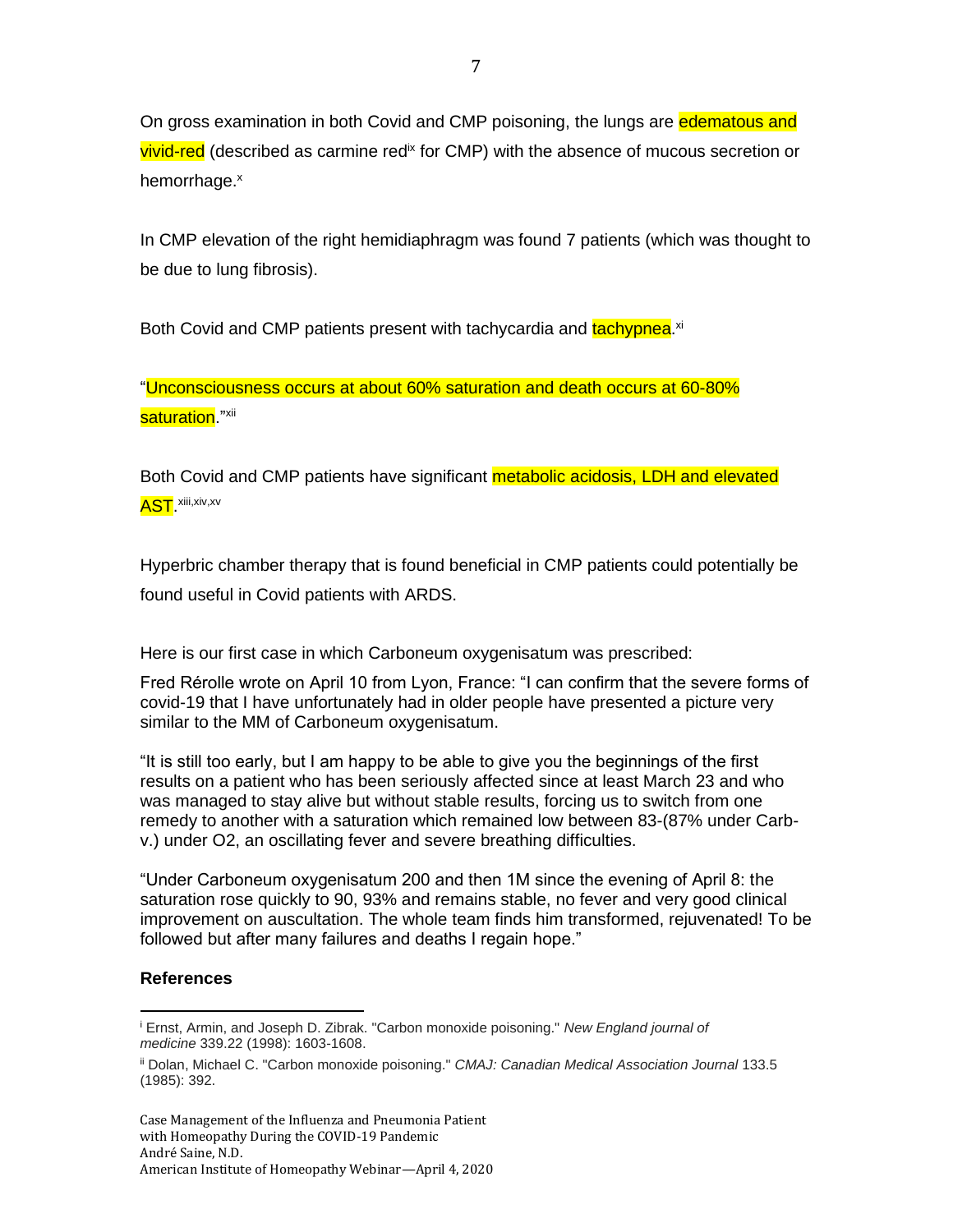On gross examination in both Covid and CMP poisoning, the lungs are edematous and vivid-red (described as carmine red[ix] for CMP) with the absence of mucous secretion or hemorrhage.[x]

In CMP elevation of the right hemidiaphragm was found 7 patients (which was thought to be due to lung fibrosis).

Both Covid and CMP patients present with tachycardia and tachypnea.[xi]

"Unconsciousness occurs at about 60% saturation and death occurs at 60-80% saturation."[xii]

Both Covid and CMP patients have significant metabolic acidosis, LDH and elevated AST.[xiii,xiv,xv]

Hyperbric chamber therapy that is found beneficial in CMP patients could potentially be found useful in Covid patients with ARDS.

Here is our first case in which Carboneum oxygenisatum was prescribed:

Fred Rérolle wrote on April 10 from Lyon, France: "I can confirm that the severe forms of covid-19 that I have unfortunately had in older people have presented a picture very similar to the MM of Carboneum oxygenisatum.

"It is still too early, but I am happy to be able to give you the beginnings of the first results on a patient who has been seriously affected since at least March 23 and who was managed to stay alive but without stable results, forcing us to switch from one remedy to another with a saturation which remained low between 83-(87% under Carb-v.) under O2, an oscillating fever and severe breathing difficulties.

"Under Carboneum oxygenisatum 200 and then 1M since the evening of April 8: the saturation rose quickly to 90, 93% and remains stable, no fever and very good clinical improvement on auscultation. The whole team finds him transformed, rejuvenated! To be followed but after many failures and deaths I regain hope."

### References

[i] Ernst, Armin, and Joseph D. Zibrak. "Carbon monoxide poisoning." *New England journal of medicine* 339.22 (1998): 1603-1608.

[ii] Dolan, Michael C. "Carbon monoxide poisoning." *CMAJ: Canadian Medical Association Journal* 133.5 (1985): 392.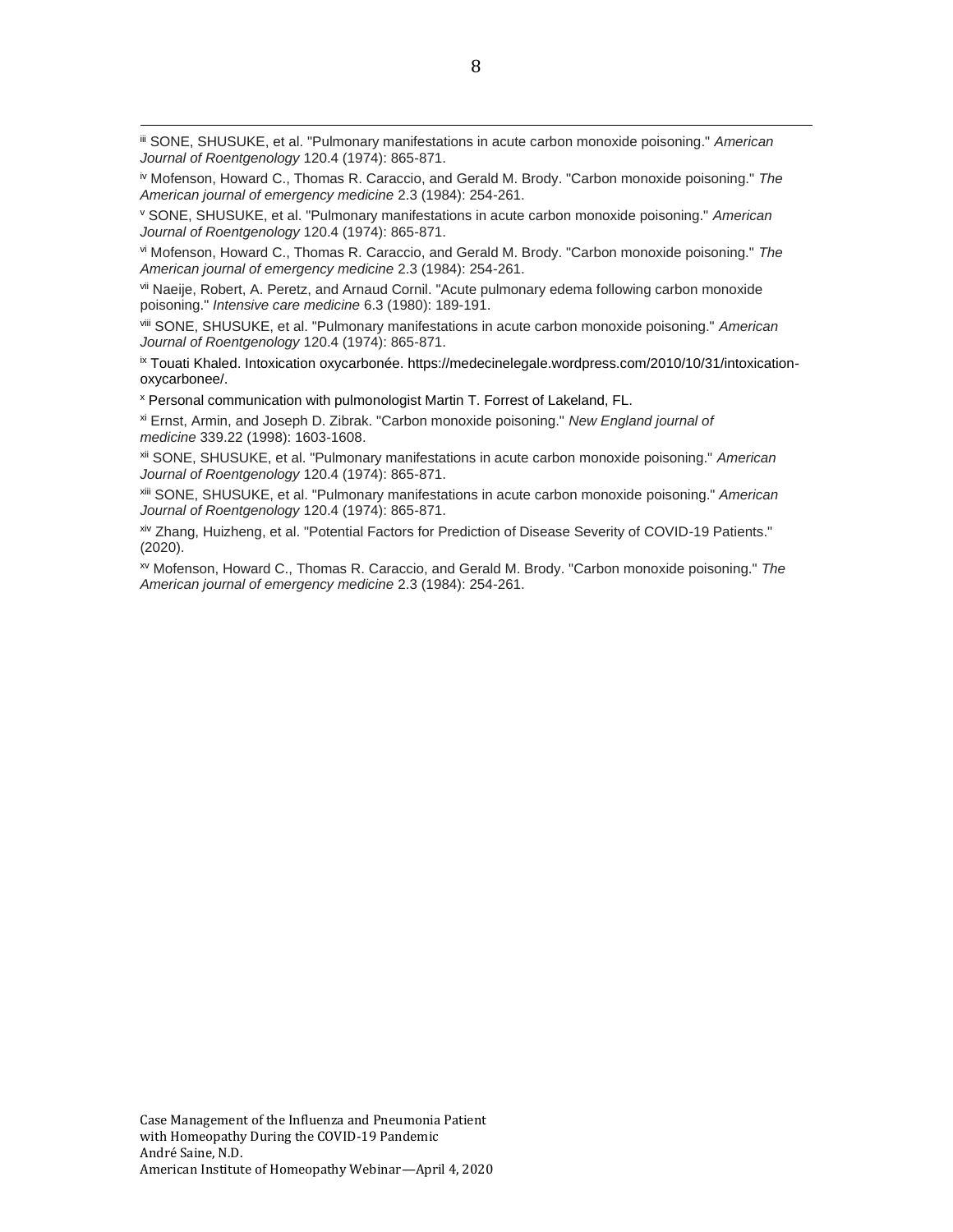[iii] SONE, SHUSUKE, et al. "Pulmonary manifestations in acute carbon monoxide poisoning." *American Journal of Roentgenology* 120.4 (1974): 865-871.

[iv] Mofenson, Howard C., Thomas R. Caraccio, and Gerald M. Brody. "Carbon monoxide poisoning." *The American journal of emergency medicine* 2.3 (1984): 254-261.

[v] SONE, SHUSUKE, et al. "Pulmonary manifestations in acute carbon monoxide poisoning." *American Journal of Roentgenology* 120.4 (1974): 865-871.

[vi] Mofenson, Howard C., Thomas R. Caraccio, and Gerald M. Brody. "Carbon monoxide poisoning." *The American journal of emergency medicine* 2.3 (1984): 254-261.

[vii] Naeije, Robert, A. Peretz, and Arnaud Cornil. "Acute pulmonary edema following carbon monoxide poisoning." *Intensive care medicine* 6.3 (1980): 189-191.

[viii] SONE, SHUSUKE, et al. "Pulmonary manifestations in acute carbon monoxide poisoning." *American Journal of Roentgenology* 120.4 (1974): 865-871.

[ix] Touati Khaled. Intoxication oxycarbonée. https://medecinelegale.wordpress.com/2010/10/31/intoxication-oxycarbonee/.

[x] Personal communication with pulmonologist Martin T. Forrest of Lakeland, FL.

[xi] Ernst, Armin, and Joseph D. Zibrak. "Carbon monoxide poisoning." *New England journal of medicine* 339.22 (1998): 1603-1608.

[xii] SONE, SHUSUKE, et al. "Pulmonary manifestations in acute carbon monoxide poisoning." *American Journal of Roentgenology* 120.4 (1974): 865-871.

[xiii] SONE, SHUSUKE, et al. "Pulmonary manifestations in acute carbon monoxide poisoning." *American Journal of Roentgenology* 120.4 (1974): 865-871.

[xiv] Zhang, Huizheng, et al. "Potential Factors for Prediction of Disease Severity of COVID-19 Patients." (2020).

[xv] Mofenson, Howard C., Thomas R. Caraccio, and Gerald M. Brody. "Carbon monoxide poisoning." *The American journal of emergency medicine* 2.3 (1984): 254-261.